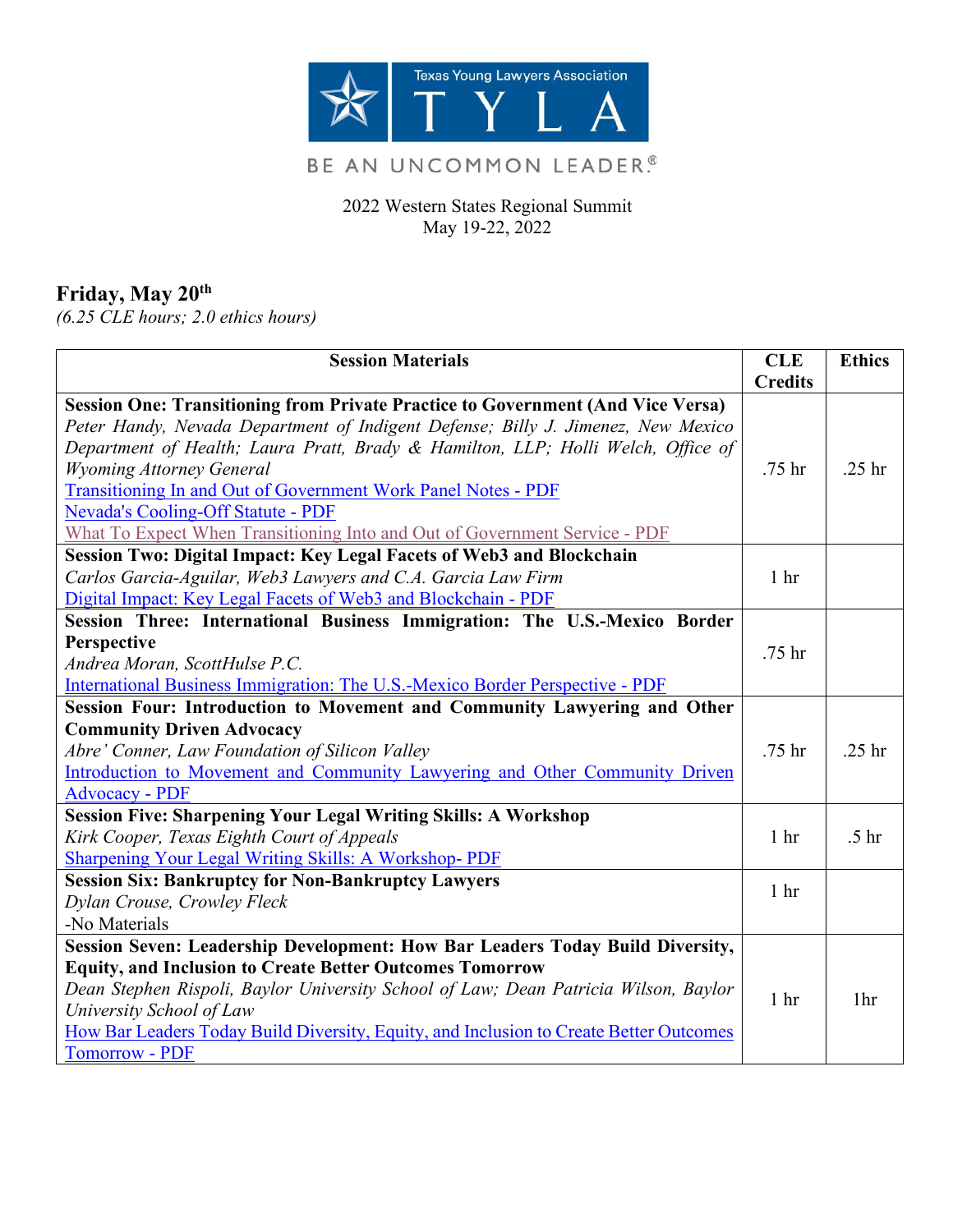Texas Young Lawyers Association

TYLA

BE AN UNCOMMON LEADER®

2022 Western States Regional Summit
May 19-22, 2022

## Friday, May 20th

*(6.25 CLE hours; 2.0 ethics hours)*

| Session Materials | CLE Credits | Ethics |
|---|---|---|
| **Session One: Transitioning from Private Practice to Government (And Vice Versa)**<br>*Peter Handy, Nevada Department of Indigent Defense; Billy J. Jimenez, New Mexico Department of Health; Laura Pratt, Brady & Hamilton, LLP; Holli Welch, Office of Wyoming Attorney General*<br>Transitioning In and Out of Government Work Panel Notes - PDF<br>Nevada's Cooling-Off Statute - PDF<br>What To Expect When Transitioning Into and Out of Government Service - PDF | .75 hr | .25 hr |
| **Session Two: Digital Impact: Key Legal Facets of Web3 and Blockchain**<br>*Carlos Garcia-Aguilar, Web3 Lawyers and C.A. Garcia Law Firm*<br>Digital Impact: Key Legal Facets of Web3 and Blockchain - PDF | 1 hr | |
| **Session Three: International Business Immigration: The U.S.-Mexico Border Perspective**<br>*Andrea Moran, ScottHulse P.C.*<br>International Business Immigration: The U.S.-Mexico Border Perspective - PDF | .75 hr | |
| **Session Four: Introduction to Movement and Community Lawyering and Other Community Driven Advocacy**<br>*Abre' Conner, Law Foundation of Silicon Valley*<br>Introduction to Movement and Community Lawyering and Other Community Driven Advocacy - PDF | .75 hr | .25 hr |
| **Session Five: Sharpening Your Legal Writing Skills: A Workshop**<br>*Kirk Cooper, Texas Eighth Court of Appeals*<br>Sharpening Your Legal Writing Skills: A Workshop- PDF | 1 hr | .5 hr |
| **Session Six: Bankruptcy for Non-Bankruptcy Lawyers**<br>*Dylan Crouse, Crowley Fleck*<br>-No Materials | 1 hr | |
| **Session Seven: Leadership Development: How Bar Leaders Today Build Diversity, Equity, and Inclusion to Create Better Outcomes Tomorrow**<br>*Dean Stephen Rispoli, Baylor University School of Law; Dean Patricia Wilson, Baylor University School of Law*<br>How Bar Leaders Today Build Diversity, Equity, and Inclusion to Create Better Outcomes Tomorrow - PDF | 1 hr | 1hr |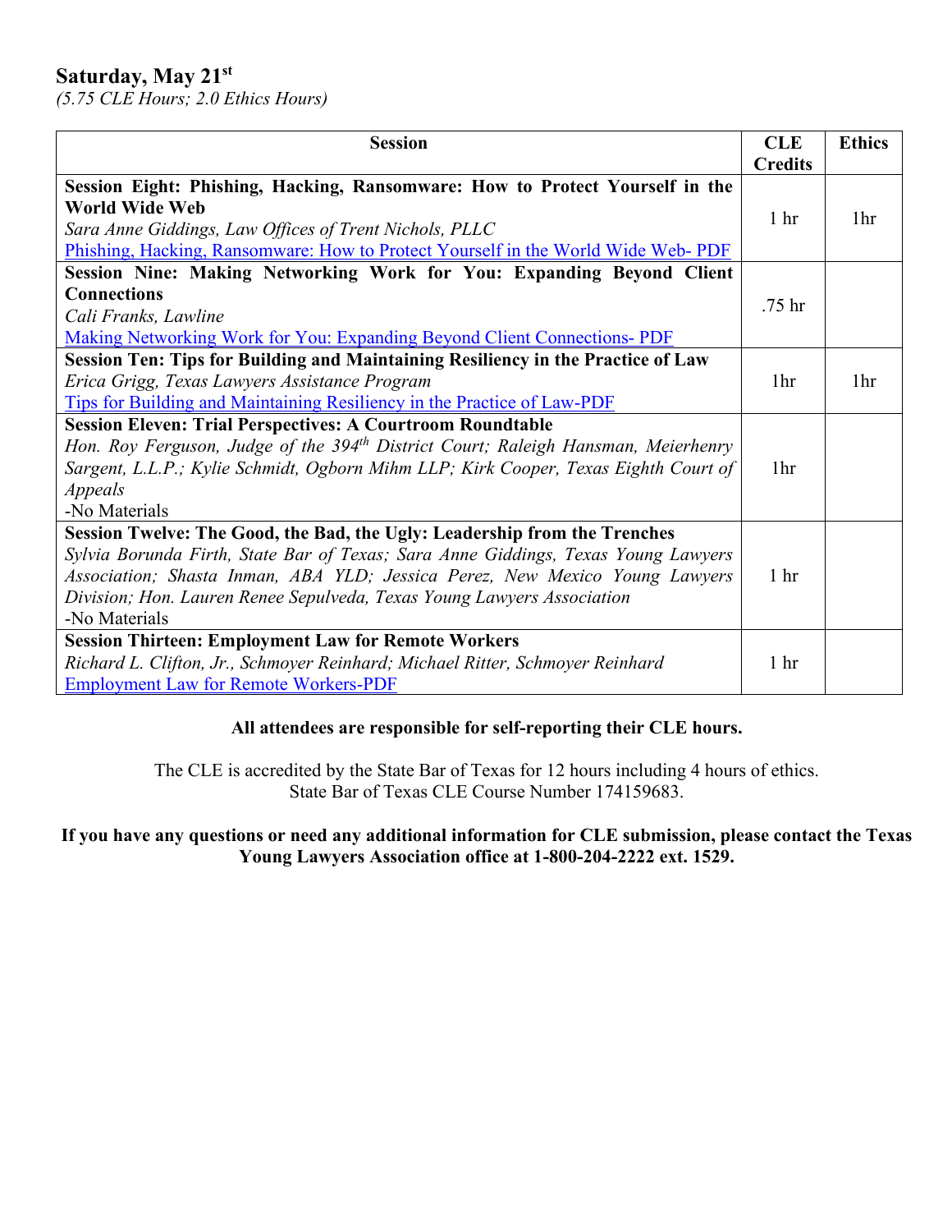## Saturday, May 21st

*(5.75 CLE Hours; 2.0 Ethics Hours)*

| Session | CLE Credits | Ethics |
|---|---|---|
| **Session Eight: Phishing, Hacking, Ransomware: How to Protect Yourself in the World Wide Web**<br>*Sara Anne Giddings, Law Offices of Trent Nichols, PLLC*<br>Phishing, Hacking, Ransomware: How to Protect Yourself in the World Wide Web- PDF | 1 hr | 1hr |
| **Session Nine: Making Networking Work for You: Expanding Beyond Client Connections**<br>*Cali Franks, Lawline*<br>Making Networking Work for You: Expanding Beyond Client Connections- PDF | .75 hr | |
| **Session Ten: Tips for Building and Maintaining Resiliency in the Practice of Law**<br>*Erica Grigg, Texas Lawyers Assistance Program*<br>Tips for Building and Maintaining Resiliency in the Practice of Law-PDF | 1hr | 1hr |
| **Session Eleven: Trial Perspectives: A Courtroom Roundtable**<br>*Hon. Roy Ferguson, Judge of the 394th District Court; Raleigh Hansman, Meierhenry Sargent, L.L.P.; Kylie Schmidt, Ogborn Mihm LLP; Kirk Cooper, Texas Eighth Court of Appeals*<br>-No Materials | 1hr | |
| **Session Twelve: The Good, the Bad, the Ugly: Leadership from the Trenches**<br>*Sylvia Borunda Firth, State Bar of Texas; Sara Anne Giddings, Texas Young Lawyers Association; Shasta Inman, ABA YLD; Jessica Perez, New Mexico Young Lawyers Division; Hon. Lauren Renee Sepulveda, Texas Young Lawyers Association*<br>-No Materials | 1 hr | |
| **Session Thirteen: Employment Law for Remote Workers**<br>*Richard L. Clifton, Jr., Schmoyer Reinhard; Michael Ritter, Schmoyer Reinhard*<br>Employment Law for Remote Workers-PDF | 1 hr | |

**All attendees are responsible for self-reporting their CLE hours.**

The CLE is accredited by the State Bar of Texas for 12 hours including 4 hours of ethics.
State Bar of Texas CLE Course Number 174159683.

**If you have any questions or need any additional information for CLE submission, please contact the Texas Young Lawyers Association office at 1-800-204-2222 ext. 1529.**